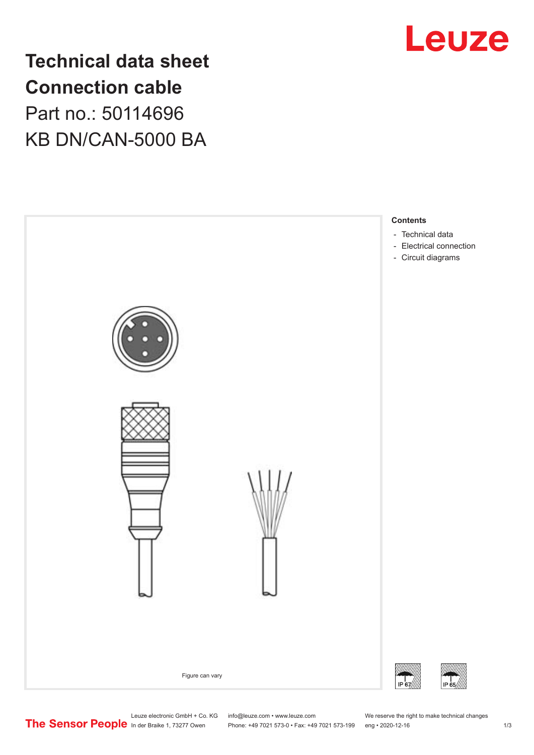# Technical data sheet
# Connection cable

Part no.: 50114696

KB DN/CAN-5000 BA

Figure can vary

**Contents**

- Technical data
- Electrical connection
- Circuit diagrams

IP 67 IP 65

Leuze electronic GmbH + Co. KG
In der Braike 1, 73277 Owen

info@leuze.com • www.leuze.com
Phone: +49 7021 573-0 • Fax: +49 7021 573-199

We reserve the right to make technical changes
eng • 2020-12-16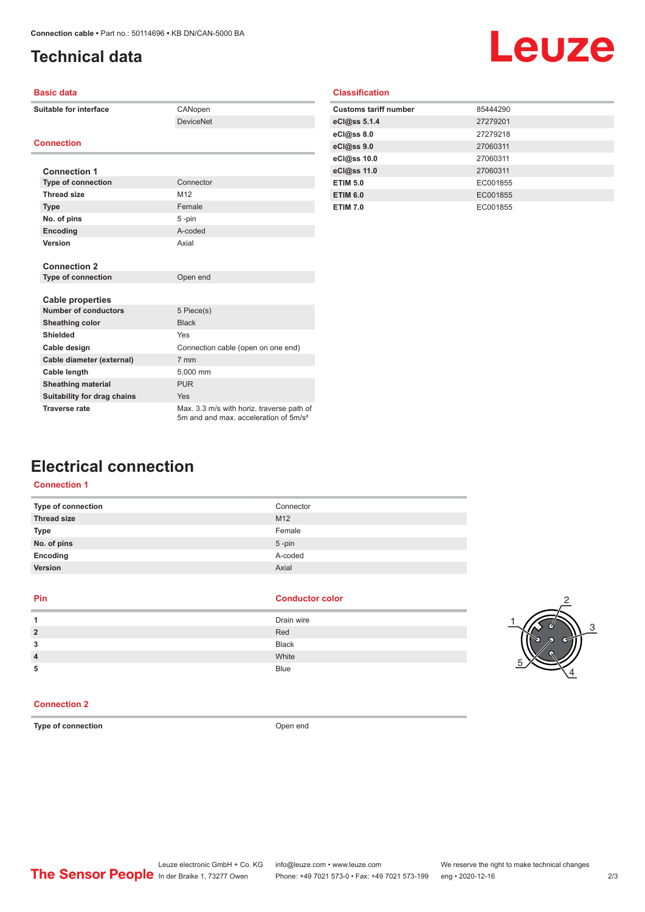Connection cable • Part no.: 50114696 • KB DN/CAN-5000 BA

# Technical data

## Basic data

| | |
|---|---|
| **Suitable for interface** | CANopen |
| | DeviceNet |

## Connection

### Connection 1

| | |
|---|---|
| **Type of connection** | Connector |
| **Thread size** | M12 |
| **Type** | Female |
| **No. of pins** | 5 -pin |
| **Encoding** | A-coded |
| **Version** | Axial |

### Connection 2

| | |
|---|---|
| **Type of connection** | Open end |

### Cable properties

| | |
|---|---|
| **Number of conductors** | 5 Piece(s) |
| **Sheathing color** | Black |
| **Shielded** | Yes |
| **Cable design** | Connection cable (open on one end) |
| **Cable diameter (external)** | 7 mm |
| **Cable length** | 5,000 mm |
| **Sheathing material** | PUR |
| **Suitability for drag chains** | Yes |
| **Traverse rate** | Max. 3.3 m/s with horiz. traverse path of 5m and and max. acceleration of 5m/s² |

## Classification

| | |
|---|---|
| **Customs tariff number** | 85444290 |
| **eCl@ss 5.1.4** | 27279201 |
| **eCl@ss 8.0** | 27279218 |
| **eCl@ss 9.0** | 27060311 |
| **eCl@ss 10.0** | 27060311 |
| **eCl@ss 11.0** | 27060311 |
| **ETIM 5.0** | EC001855 |
| **ETIM 6.0** | EC001855 |
| **ETIM 7.0** | EC001855 |

# Electrical connection

## Connection 1

| | |
|---|---|
| **Type of connection** | Connector |
| **Thread size** | M12 |
| **Type** | Female |
| **No. of pins** | 5 -pin |
| **Encoding** | A-coded |
| **Version** | Axial |

| Pin | Conductor color |
|---|---|
| **1** | Drain wire |
| **2** | Red |
| **3** | Black |
| **4** | White |
| **5** | Blue |

## Connection 2

| | |
|---|---|
| **Type of connection** | Open end |

The Sensor People

Leuze electronic GmbH + Co. KG
In der Braike 1, 73277 Owen

info@leuze.com • www.leuze.com
Phone: +49 7021 573-0 • Fax: +49 7021 573-199

We reserve the right to make technical changes
eng • 2020-12-16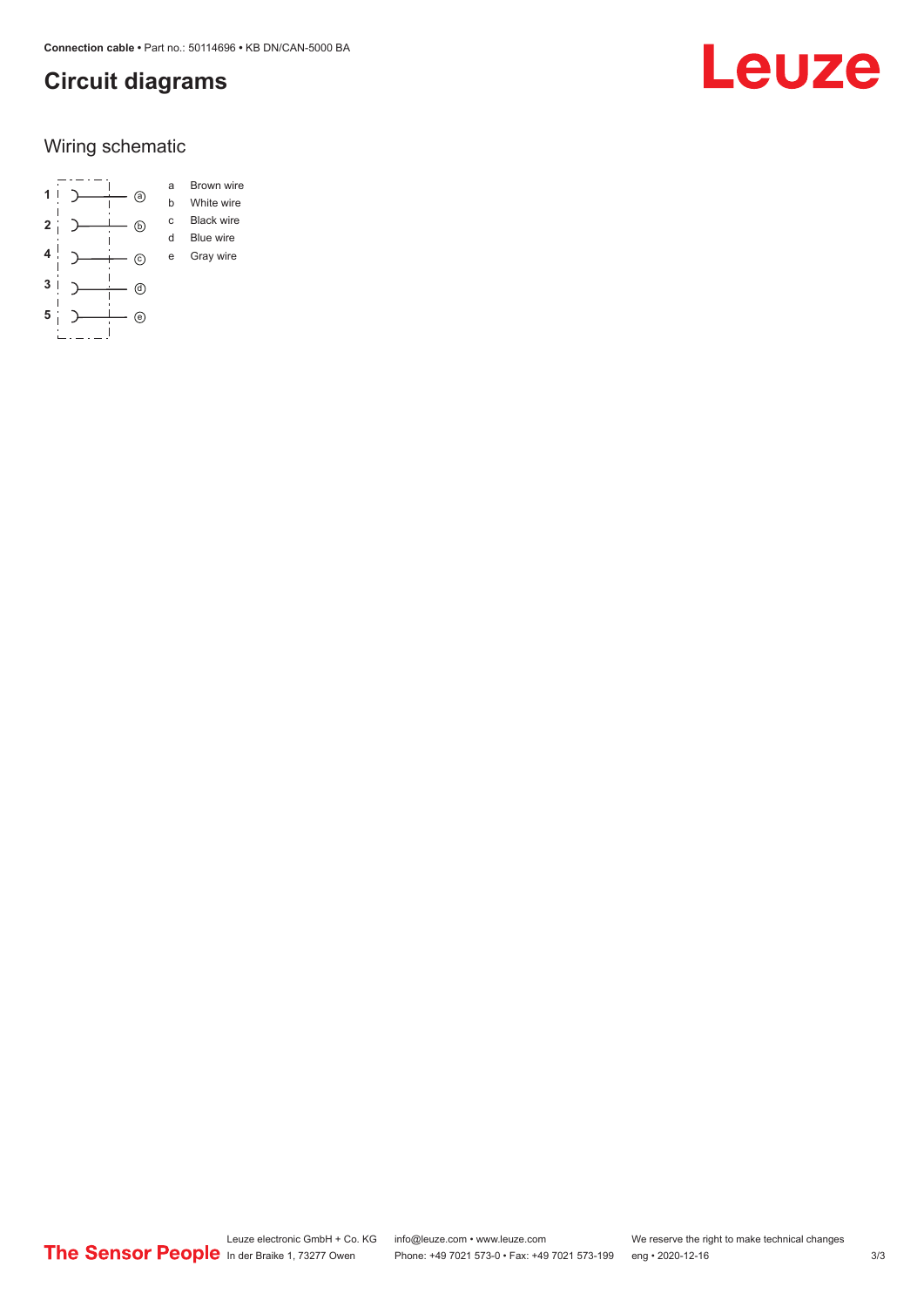# Circuit diagrams

## Wiring schematic

1
2
4
3
5

a
b
c
d
e

| | |
|---|---|
| a | Brown wire |
| b | White wire |
| c | Black wire |
| d | Blue wire |
| e | Gray wire |